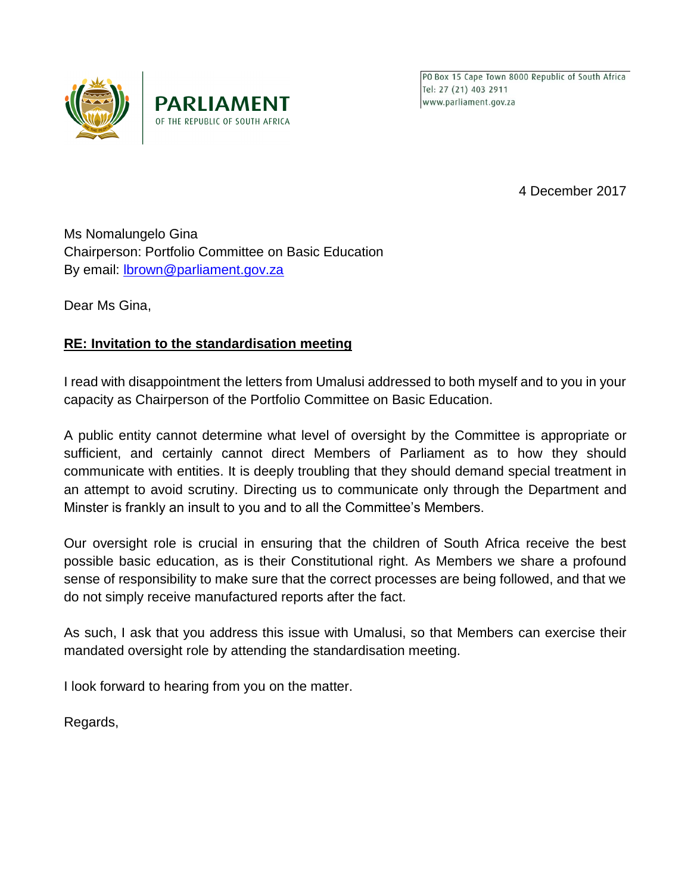**PARLIAMENT**
OF THE REPUBLIC OF SOUTH AFRICA

PO Box 15 Cape Town 8000 Republic of South Africa
Tel: 27 (21) 403 2911
www.parliament.gov.za

4 December 2017

Ms Nomalungelo Gina
Chairperson: Portfolio Committee on Basic Education
By email: lbrown@parliament.gov.za

Dear Ms Gina,

**RE: Invitation to the standardisation meeting**

I read with disappointment the letters from Umalusi addressed to both myself and to you in your capacity as Chairperson of the Portfolio Committee on Basic Education.

A public entity cannot determine what level of oversight by the Committee is appropriate or sufficient, and certainly cannot direct Members of Parliament as to how they should communicate with entities. It is deeply troubling that they should demand special treatment in an attempt to avoid scrutiny. Directing us to communicate only through the Department and Minster is frankly an insult to you and to all the Committee's Members.

Our oversight role is crucial in ensuring that the children of South Africa receive the best possible basic education, as is their Constitutional right. As Members we share a profound sense of responsibility to make sure that the correct processes are being followed, and that we do not simply receive manufactured reports after the fact.

As such, I ask that you address this issue with Umalusi, so that Members can exercise their mandated oversight role by attending the standardisation meeting.

I look forward to hearing from you on the matter.

Regards,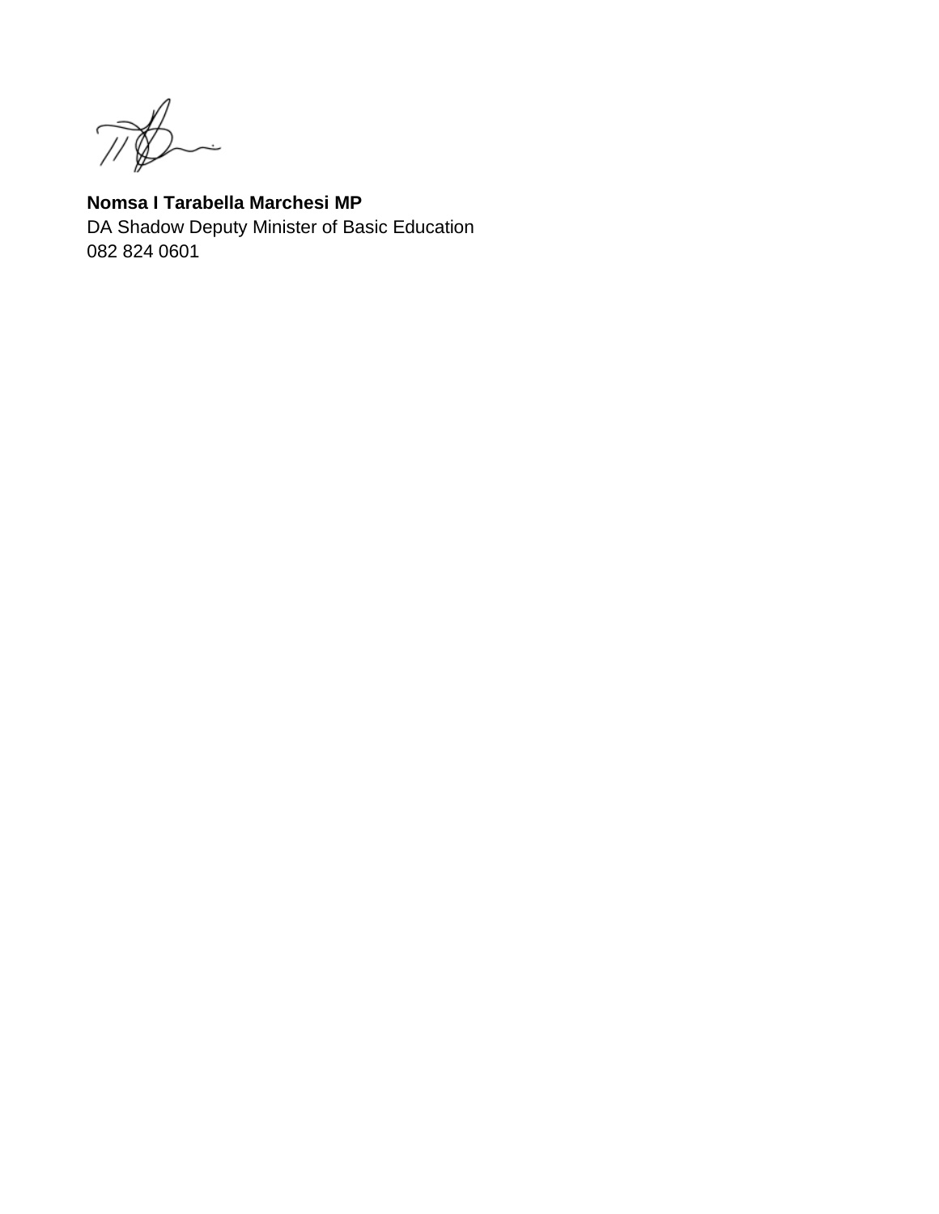**Nomsa I Tarabella Marchesi MP**
DA Shadow Deputy Minister of Basic Education
082 824 0601